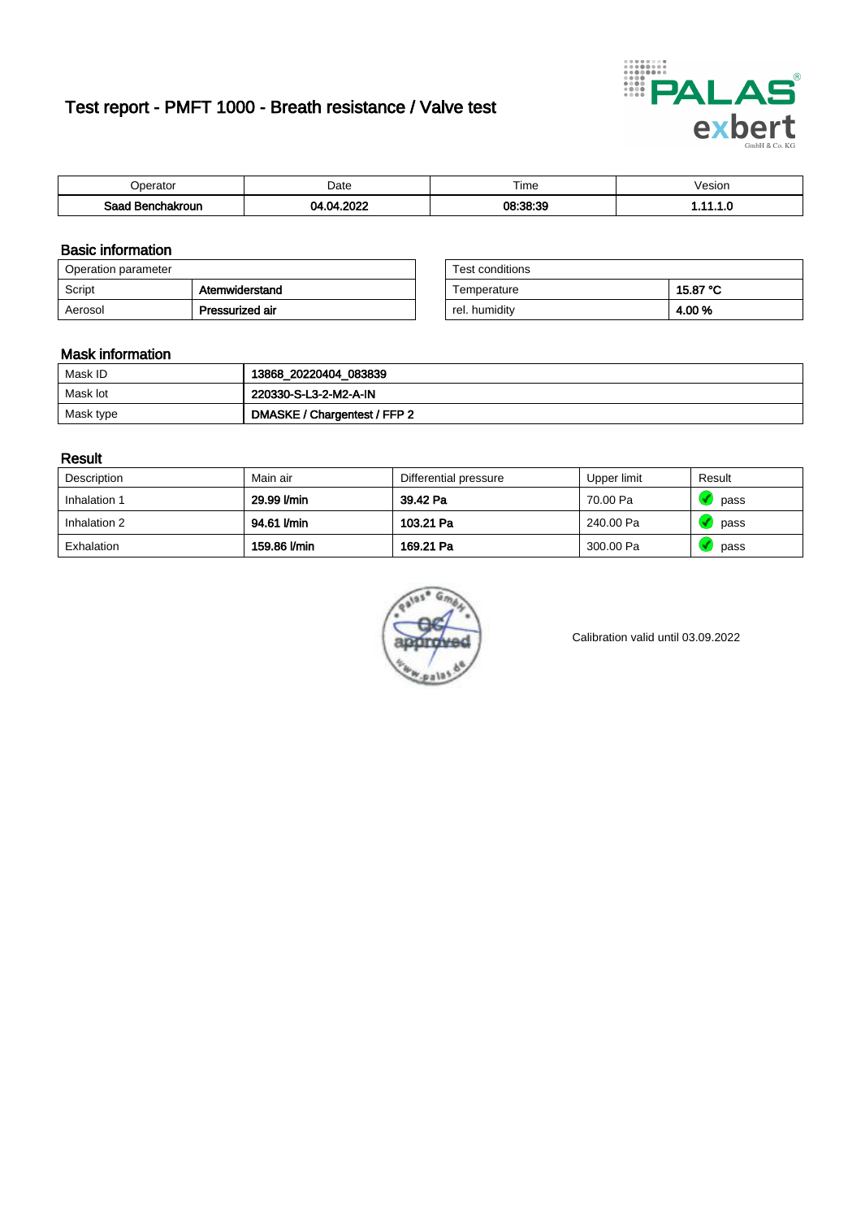# Test report - PMFT 1000 - Breath resistance / Valve test

| Operator | Date | Time | Vesion |
|---|---|---|---|
| **Saad Benchakroun** | **04.04.2022** | **08:38:39** | **1.11.1.0** |

## Basic information

| Operation parameter | |
|---|---|
| Script | **Atemwiderstand** |
| Aerosol | **Pressurized air** |

| Test conditions | |
|---|---|
| Temperature | **15.87 °C** |
| rel. humidity | **4.00 %** |

## Mask information

| | |
|---|---|
| Mask ID | **13868_20220404_083839** |
| Mask lot | **220330-S-L3-2-M2-A-IN** |
| Mask type | **DMASKE / Chargentest / FFP 2** |

## Result

| Description | Main air | Differential pressure | Upper limit | Result |
|---|---|---|---|---|
| Inhalation 1 | **29.99 l/min** | **39.42 Pa** | 70.00 Pa | pass |
| Inhalation 2 | **94.61 l/min** | **103.21 Pa** | 240.00 Pa | pass |
| Exhalation | **159.86 l/min** | **169.21 Pa** | 300.00 Pa | pass |

Calibration valid until 03.09.2022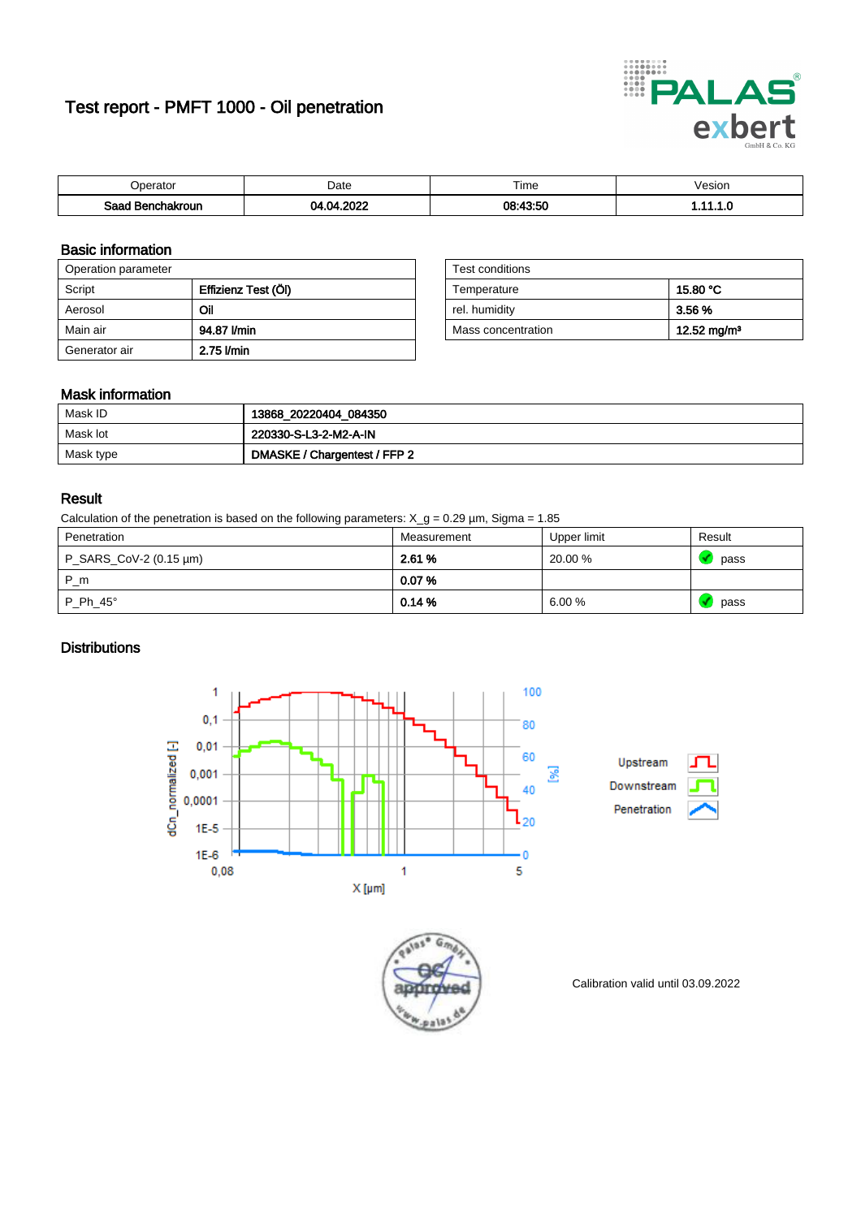# Test report - PMFT 1000 - Oil penetration

| Operator | Date | Time | Vesion |
|---|---|---|---|
| **Saad Benchakroun** | **04.04.2022** | **08:43:50** | **1.11.1.0** |

## Basic information

| Operation parameter | |
|---|---|
| Script | **Effizienz Test (Öl)** |
| Aerosol | **Oil** |
| Main air | **94.87 l/min** |
| Generator air | **2.75 l/min** |

| Test conditions | |
|---|---|
| Temperature | **15.80 °C** |
| rel. humidity | **3.56 %** |
| Mass concentration | **12.52 mg/m³** |

## Mask information

| | |
|---|---|
| Mask ID | **13868_20220404_084350** |
| Mask lot | **220330-S-L3-2-M2-A-IN** |
| Mask type | **DMASKE / Chargentest / FFP 2** |

## Result

Calculation of the penetration is based on the following parameters: X_g = 0.29 µm, Sigma = 1.85

| Penetration | Measurement | Upper limit | Result |
|---|---|---|---|
| P_SARS_CoV-2 (0.15 µm) | **2.61 %** | 20.00 % | pass |
| P_m | **0.07 %** | | |
| P_Ph_45° | **0.14 %** | 6.00 % | pass |

## Distributions

1
0,1
0,01
0,001
0,0001
1E-5
1E-6
dCn_normalized [-]
0,08
1
5
X [µm]
100
80
60
40
20
0
[%]
Upstream
Downstream
Penetration

Calibration valid until 03.09.2022